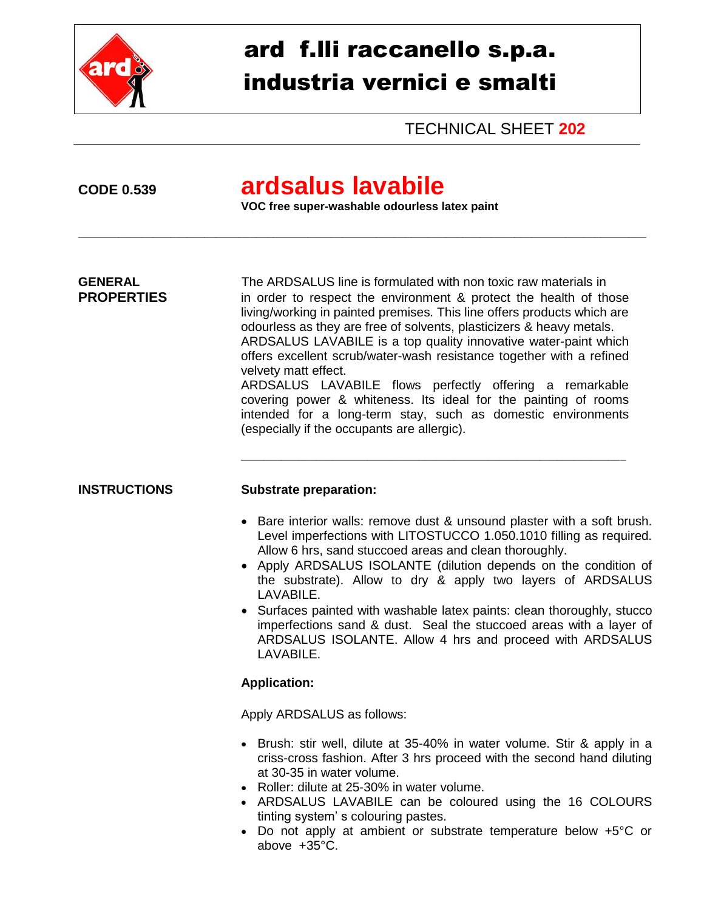# ard f.lli raccanello s.p.a.
# industria vernici e smalti

TECHNICAL SHEET **202**

**CODE 0.539**

## ardsalus lavabile

**VOC free super-washable odourless latex paint**

---

**GENERAL PROPERTIES**

The ARDSALUS line is formulated with non toxic raw materials in in order to respect the environment & protect the health of those living/working in painted premises. This line offers products which are odourless as they are free of solvents, plasticizers & heavy metals.
ARDSALUS LAVABILE is a top quality innovative water-paint which offers excellent scrub/water-wash resistance together with a refined velvety matt effect.
ARDSALUS LAVABILE flows perfectly offering a remarkable covering power & whiteness. Its ideal for the painting of rooms intended for a long-term stay, such as domestic environments (especially if the occupants are allergic).

---

**INSTRUCTIONS**

**Substrate preparation:**

- Bare interior walls: remove dust & unsound plaster with a soft brush. Level imperfections with LITOSTUCCO 1.050.1010 filling as required. Allow 6 hrs, sand stuccoed areas and clean thoroughly.
- Apply ARDSALUS ISOLANTE (dilution depends on the condition of the substrate). Allow to dry & apply two layers of ARDSALUS LAVABILE.
- Surfaces painted with washable latex paints: clean thoroughly, stucco imperfections sand & dust. Seal the stuccoed areas with a layer of ARDSALUS ISOLANTE. Allow 4 hrs and proceed with ARDSALUS LAVABILE.

**Application:**

Apply ARDSALUS as follows:

- Brush: stir well, dilute at 35-40% in water volume. Stir & apply in a criss-cross fashion. After 3 hrs proceed with the second hand diluting at 30-35 in water volume.
- Roller: dilute at 25-30% in water volume.
- ARDSALUS LAVABILE can be coloured using the 16 COLOURS tinting system' s colouring pastes.
- Do not apply at ambient or substrate temperature below +5°C or above +35°C.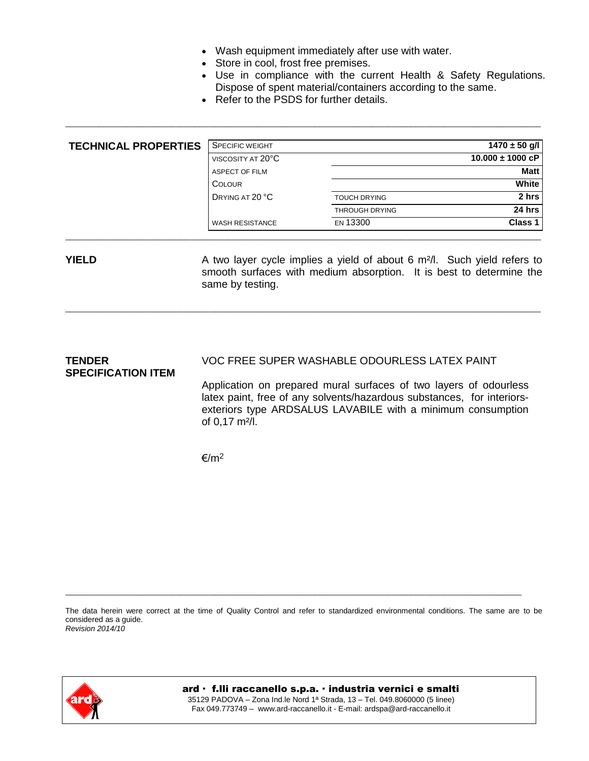- Wash equipment immediately after use with water.
- Store in cool, frost free premises.
- Use in compliance with the current Health & Safety Regulations. Dispose of spent material/containers according to the same.
- Refer to the PSDS for further details.

## TECHNICAL PROPERTIES

| | | |
|---|---|---|
| SPECIFIC WEIGHT | | **1470 ± 50 g/l** |
| VISCOSITY AT 20°C | | **10.000 ± 1000 cP** |
| ASPECT OF FILM | | **Matt** |
| COLOUR | | **White** |
| DRYING AT 20 °C | TOUCH DRYING | **2 hrs** |
| | THROUGH DRYING | **24 hrs** |
| WASH RESISTANCE | EN 13300 | **Class 1** |

## YIELD

A two layer cycle implies a yield of about 6 m²/l. Such yield refers to smooth surfaces with medium absorption. It is best to determine the same by testing.

## TENDER SPECIFICATION ITEM

VOC FREE SUPER WASHABLE ODOURLESS LATEX PAINT

Application on prepared mural surfaces of two layers of odourless latex paint, free of any solvents/hazardous substances, for interiors-exteriors type ARDSALUS LAVABILE with a minimum consumption of 0,17 m²/l.

€/m²

The data herein were correct at the time of Quality Control and refer to standardized environmental conditions. The same are to be considered as a guide.

*Revision 2014/10*

**ard · f.lli raccanello s.p.a. · industria vernici e smalti**
35129 PADOVA – Zona Ind.le Nord 1ª Strada, 13 – Tel. 049.8060000 (5 linee)
Fax 049.773749 – www.ard-raccanello.it - E-mail: ardspa@ard-raccanello.it